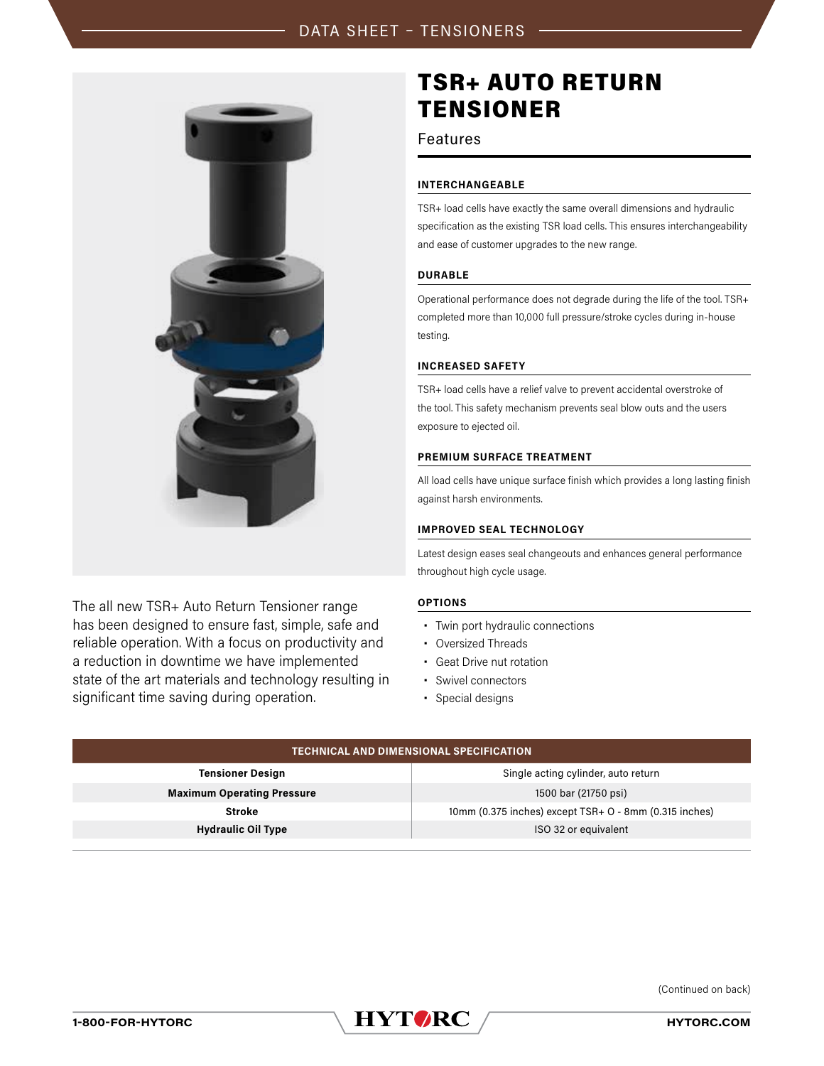# TSR+ AUTO RETURN TENSIONER

## Features

### INTERCHANGEABLE

TSR+ load cells have exactly the same overall dimensions and hydraulic specification as the existing TSR load cells. This ensures interchangeability and ease of customer upgrades to the new range.

### DURABLE

Operational performance does not degrade during the life of the tool. TSR+ completed more than 10,000 full pressure/stroke cycles during in-house testing.

### INCREASED SAFETY

TSR+ load cells have a relief valve to prevent accidental overstroke of the tool. This safety mechanism prevents seal blow outs and the users exposure to ejected oil.

### PREMIUM SURFACE TREATMENT

All load cells have unique surface finish which provides a long lasting finish against harsh environments.

### IMPROVED SEAL TECHNOLOGY

Latest design eases seal changeouts and enhances general performance throughout high cycle usage.

### OPTIONS

- Twin port hydraulic connections
- Oversized Threads
- Geat Drive nut rotation
- Swivel connectors
- Special designs

The all new TSR+ Auto Return Tensioner range has been designed to ensure fast, simple, safe and reliable operation. With a focus on productivity and a reduction in downtime we have implemented state of the art materials and technology resulting in significant time saving during operation.

| TECHNICAL AND DIMENSIONAL SPECIFICATION | |
|---|---|
| **Tensioner Design** | Single acting cylinder, auto return |
| **Maximum Operating Pressure** | 1500 bar (21750 psi) |
| **Stroke** | 10mm (0.375 inches) except TSR+ O - 8mm (0.315 inches) |
| **Hydraulic Oil Type** | ISO 32 or equivalent |

(Continued on back)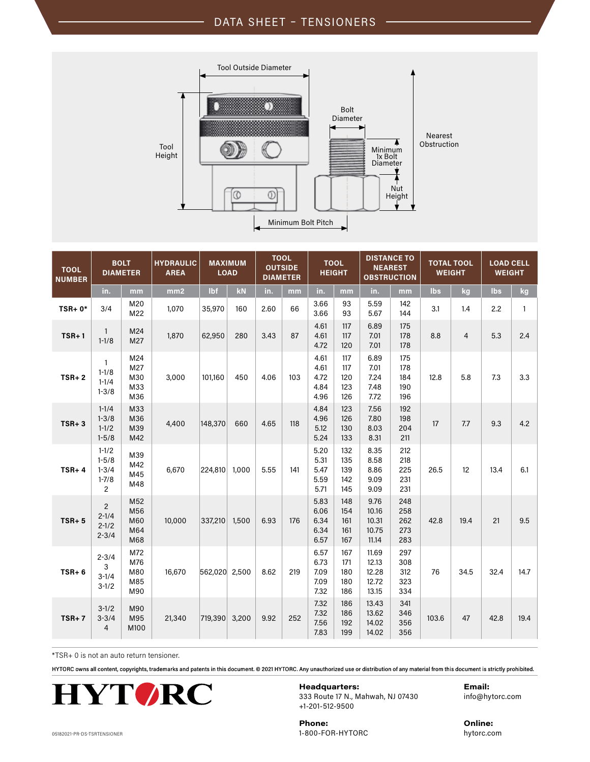# DATA SHEET – TENSIONERS

Tool Outside Diameter

Bolt Diameter

Nearest Obstruction

Tool Height

Minimum 1x Bolt Diameter

Nut Height

Minimum Bolt Pitch

| TOOL NUMBER | BOLT DIAMETER | | HYDRAULIC AREA | MAXIMUM LOAD | | TOOL OUTSIDE DIAMETER | | TOOL HEIGHT | | DISTANCE TO NEAREST OBSTRUCTION | | TOTAL TOOL WEIGHT | | LOAD CELL WEIGHT | |
|---|---|---|---|---|---|---|---|---|---|---|---|---|---|---|---|
| | in. | mm | mm2 | lbf | kN | in. | mm | in. | mm | in. | mm | lbs | kg | lbs | kg |
| **TSR+ 0*** | 3/4 | M20<br>M22 | 1,070 | 35,970 | 160 | 2.60 | 66 | 3.66<br>3.66 | 93<br>93 | 5.59<br>5.67 | 142<br>144 | 3.1 | 1.4 | 2.2 | 1 |
| **TSR+ 1** | 1<br>1-1/8 | M24<br>M27 | 1,870 | 62,950 | 280 | 3.43 | 87 | 4.61<br>4.61<br>4.72 | 117<br>117<br>120 | 6.89<br>7.01<br>7.01 | 175<br>178<br>178 | 8.8 | 4 | 5.3 | 2.4 |
| **TSR+ 2** | 1<br>1-1/8<br>1-1/4<br>1-3/8 | M24<br>M27<br>M30<br>M33<br>M36 | 3,000 | 101,160 | 450 | 4.06 | 103 | 4.61<br>4.61<br>4.72<br>4.84<br>4.96 | 117<br>117<br>120<br>123<br>126 | 6.89<br>7.01<br>7.24<br>7.48<br>7.72 | 175<br>178<br>184<br>190<br>196 | 12.8 | 5.8 | 7.3 | 3.3 |
| **TSR+ 3** | 1-1/4<br>1-3/8<br>1-1/2<br>1-5/8 | M33<br>M36<br>M39<br>M42 | 4,400 | 148,370 | 660 | 4.65 | 118 | 4.84<br>4.96<br>5.12<br>5.24 | 123<br>126<br>130<br>133 | 7.56<br>7.80<br>8.03<br>8.31 | 192<br>198<br>204<br>211 | 17 | 7.7 | 9.3 | 4.2 |
| **TSR+ 4** | 1-1/2<br>1-5/8<br>1-3/4<br>1-7/8<br>2 | M39<br>M42<br>M45<br>M48 | 6,670 | 224,810 | 1,000 | 5.55 | 141 | 5.20<br>5.31<br>5.47<br>5.59<br>5.71 | 132<br>135<br>139<br>142<br>145 | 8.35<br>8.58<br>8.86<br>9.09<br>9.09 | 212<br>218<br>225<br>231<br>231 | 26.5 | 12 | 13.4 | 6.1 |
| **TSR+ 5** | 2<br>2-1/4<br>2-1/2<br>2-3/4 | M52<br>M56<br>M60<br>M64<br>M68 | 10,000 | 337,210 | 1,500 | 6.93 | 176 | 5.83<br>6.06<br>6.34<br>6.34<br>6.57 | 148<br>154<br>161<br>161<br>167 | 9.76<br>10.16<br>10.31<br>10.75<br>11.14 | 248<br>258<br>262<br>273<br>283 | 42.8 | 19.4 | 21 | 9.5 |
| **TSR+ 6** | 2-3/4<br>3<br>3-1/4<br>3-1/2 | M72<br>M76<br>M80<br>M85<br>M90 | 16,670 | 562,020 | 2,500 | 8.62 | 219 | 6.57<br>6.73<br>7.09<br>7.09<br>7.32 | 167<br>171<br>180<br>180<br>186 | 11.69<br>12.13<br>12.28<br>12.72<br>13.15 | 297<br>308<br>312<br>323<br>334 | 76 | 34.5 | 32.4 | 14.7 |
| **TSR+ 7** | 3-1/2<br>3-3/4<br>4 | M90<br>M95<br>M100 | 21,340 | 719,390 | 3,200 | 9.92 | 252 | 7.32<br>7.32<br>7.56<br>7.83 | 186<br>186<br>192<br>199 | 13.43<br>13.62<br>14.02<br>14.02 | 341<br>346<br>356<br>356 | 103.6 | 47 | 42.8 | 19.4 |

*TSR+ 0 is not an auto return tensioner.

**HYTORC owns all content, copyrights, trademarks and patents in this document. © 2021 HYTORC. Any unauthorized use or distribution of any material from this document is strictly prohibited.**

HYTORC

**Headquarters:**
333 Route 17 N., Mahwah, NJ 07430
+1-201-512-9500

**Email:**
info@hytorc.com

**Phone:**
1-800-FOR-HYTORC

**Online:**
hytorc.com

05182021-PR-DS-TSRTENSIONER